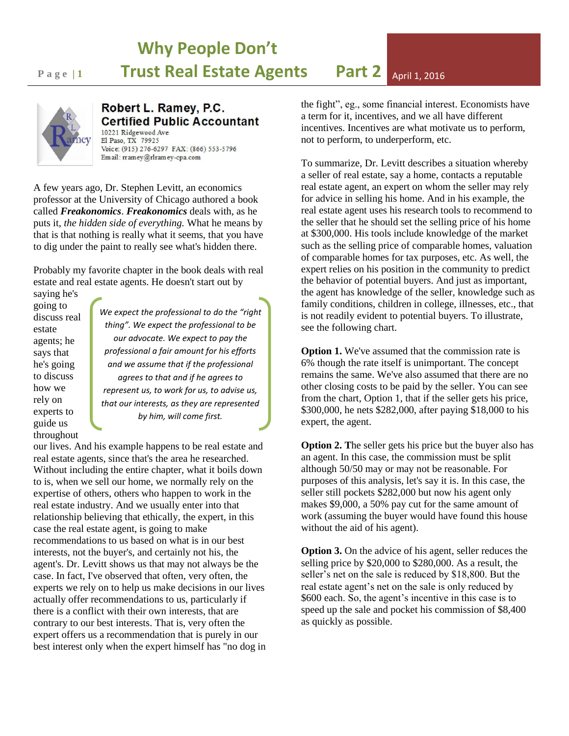# Why People Don't Trust Real Estate Agents Part 2

April 1, 2016

**Robert L. Ramey, P.C.**
**Certified Public Accountant**
10221 Ridgewood Ave
El Paso, TX 79925
Voice: (915) 276-6297 FAX: (866) 553-5796
Email: rramey@rlramey-cpa.com

A few years ago, Dr. Stephen Levitt, an economics professor at the University of Chicago authored a book called ***Freakonomics***. ***Freakonomics*** deals with, as he puts it, *the hidden side of everything.* What he means by that is that nothing is really what it seems, that you have to dig under the paint to really see what's hidden there.

Probably my favorite chapter in the book deals with real estate and real estate agents. He doesn't start out by saying he's going to discuss real estate agents; he says that he's going to discuss how we rely on experts to guide us throughout our lives. And his example happens to be real estate and real estate agents, since that's the area he researched. Without including the entire chapter, what it boils down to is, when we sell our home, we normally rely on the expertise of others, others who happen to work in the real estate industry. And we usually enter into that relationship believing that ethically, the expert, in this case the real estate agent, is going to make recommendations to us based on what is in our best interests, not the buyer's, and certainly not his, the agent's. Dr. Levitt shows us that may not always be the case. In fact, I've observed that often, very often, the experts we rely on to help us make decisions in our lives actually offer recommendations to us, particularly if there is a conflict with their own interests, that are contrary to our best interests. That is, very often the expert offers us a recommendation that is purely in our best interest only when the expert himself has "no dog in the fight", eg., some financial interest. Economists have a term for it, incentives, and we all have different incentives. Incentives are what motivate us to perform, not to perform, to underperform, etc.

> *We expect the professional to do the "right thing". We expect the professional to be our advocate. We expect to pay the professional a fair amount for his efforts and we assume that if the professional agrees to that and if he agrees to represent us, to work for us, to advise us, that our interests, as they are represented by him, will come first.*

To summarize, Dr. Levitt describes a situation whereby a seller of real estate, say a home, contacts a reputable real estate agent, an expert on whom the seller may rely for advice in selling his home. And in his example, the real estate agent uses his research tools to recommend to the seller that he should set the selling price of his home at $300,000. His tools include knowledge of the market such as the selling price of comparable homes, valuation of comparable homes for tax purposes, etc. As well, the expert relies on his position in the community to predict the behavior of potential buyers. And just as important, the agent has knowledge of the seller, knowledge such as family conditions, children in college, illnesses, etc., that is not readily evident to potential buyers. To illustrate, see the following chart.

**Option 1.** We've assumed that the commission rate is 6% though the rate itself is unimportant. The concept remains the same. We've also assumed that there are no other closing costs to be paid by the seller. You can see from the chart, Option 1, that if the seller gets his price, $300,000, he nets $282,000, after paying $18,000 to his expert, the agent.

**Option 2. T**he seller gets his price but the buyer also has an agent. In this case, the commission must be split although 50/50 may or may not be reasonable. For purposes of this analysis, let's say it is. In this case, the seller still pockets $282,000 but now his agent only makes $9,000, a 50% pay cut for the same amount of work (assuming the buyer would have found this house without the aid of his agent).

**Option 3.** On the advice of his agent, seller reduces the selling price by $20,000 to $280,000. As a result, the seller's net on the sale is reduced by $18,800. But the real estate agent's net on the sale is only reduced by $600 each. So, the agent's incentive in this case is to speed up the sale and pocket his commission of $8,400 as quickly as possible.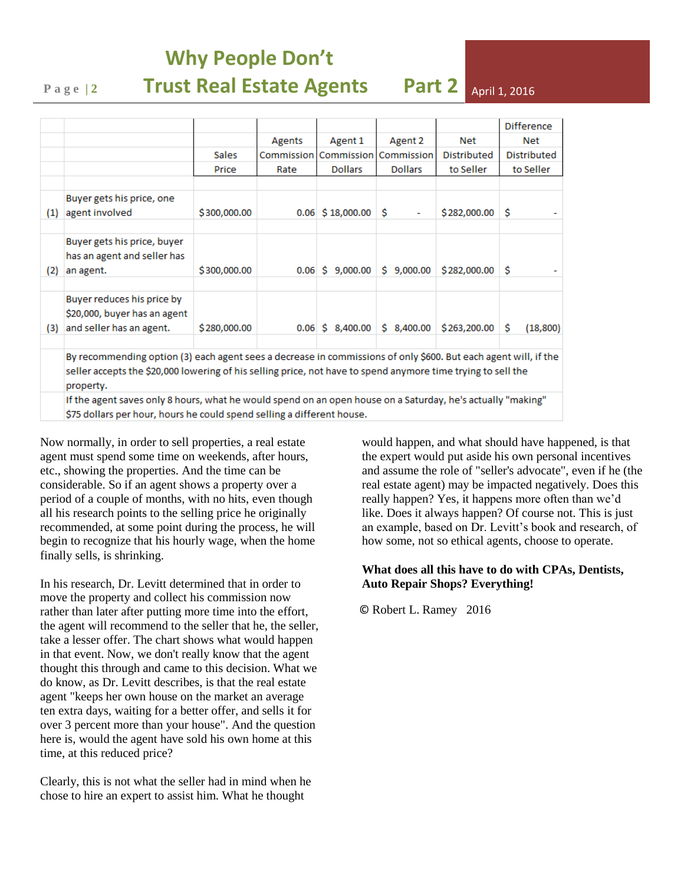| | | Sales Price | Agents Commission Rate | Agent 1 Commission Dollars | Agent 2 Commission Dollars | Net Distributed to Seller | Difference Net Distributed to Seller |
|---|---|---|---|---|---|---|---|
| (1) | Buyer gets his price, one agent involved | $300,000.00 | 0.06 | $ 18,000.00 | $ - | $282,000.00 | $ - |
| (2) | Buyer gets his price, buyer has an agent and seller has an agent. | $300,000.00 | 0.06 | $ 9,000.00 | $ 9,000.00 | $282,000.00 | $ - |
| (3) | Buyer reduces his price by $20,000, buyer has an agent and seller has an agent. | $280,000.00 | 0.06 | $ 8,400.00 | $ 8,400.00 | $263,200.00 | $ (18,800) |
| | By recommending option (3) each agent sees a decrease in commissions of only $600. But each agent will, if the seller accepts the $20,000 lowering of his selling price, not have to spend anymore time trying to sell the property. | | | | | | |
| | If the agent saves only 8 hours, what he would spend on an open house on a Saturday, he's actually "making" $75 dollars per hour, hours he could spend selling a different house. | | | | | | |

Now normally, in order to sell properties, a real estate agent must spend some time on weekends, after hours, etc., showing the properties. And the time can be considerable. So if an agent shows a property over a period of a couple of months, with no hits, even though all his research points to the selling price he originally recommended, at some point during the process, he will begin to recognize that his hourly wage, when the home finally sells, is shrinking.

In his research, Dr. Levitt determined that in order to move the property and collect his commission now rather than later after putting more time into the effort, the agent will recommend to the seller that he, the seller, take a lesser offer. The chart shows what would happen in that event. Now, we don't really know that the agent thought this through and came to this decision. What we do know, as Dr. Levitt describes, is that the real estate agent "keeps her own house on the market an average ten extra days, waiting for a better offer, and sells it for over 3 percent more than your house". And the question here is, would the agent have sold his own home at this time, at this reduced price?

Clearly, this is not what the seller had in mind when he chose to hire an expert to assist him. What he thought would happen, and what should have happened, is that the expert would put aside his own personal incentives and assume the role of "seller's advocate", even if he (the real estate agent) may be impacted negatively. Does this really happen? Yes, it happens more often than we'd like. Does it always happen? Of course not. This is just an example, based on Dr. Levitt's book and research, of how some, not so ethical agents, choose to operate.

**What does all this have to do with CPAs, Dentists, Auto Repair Shops? Everything!**

© Robert L. Ramey 2016